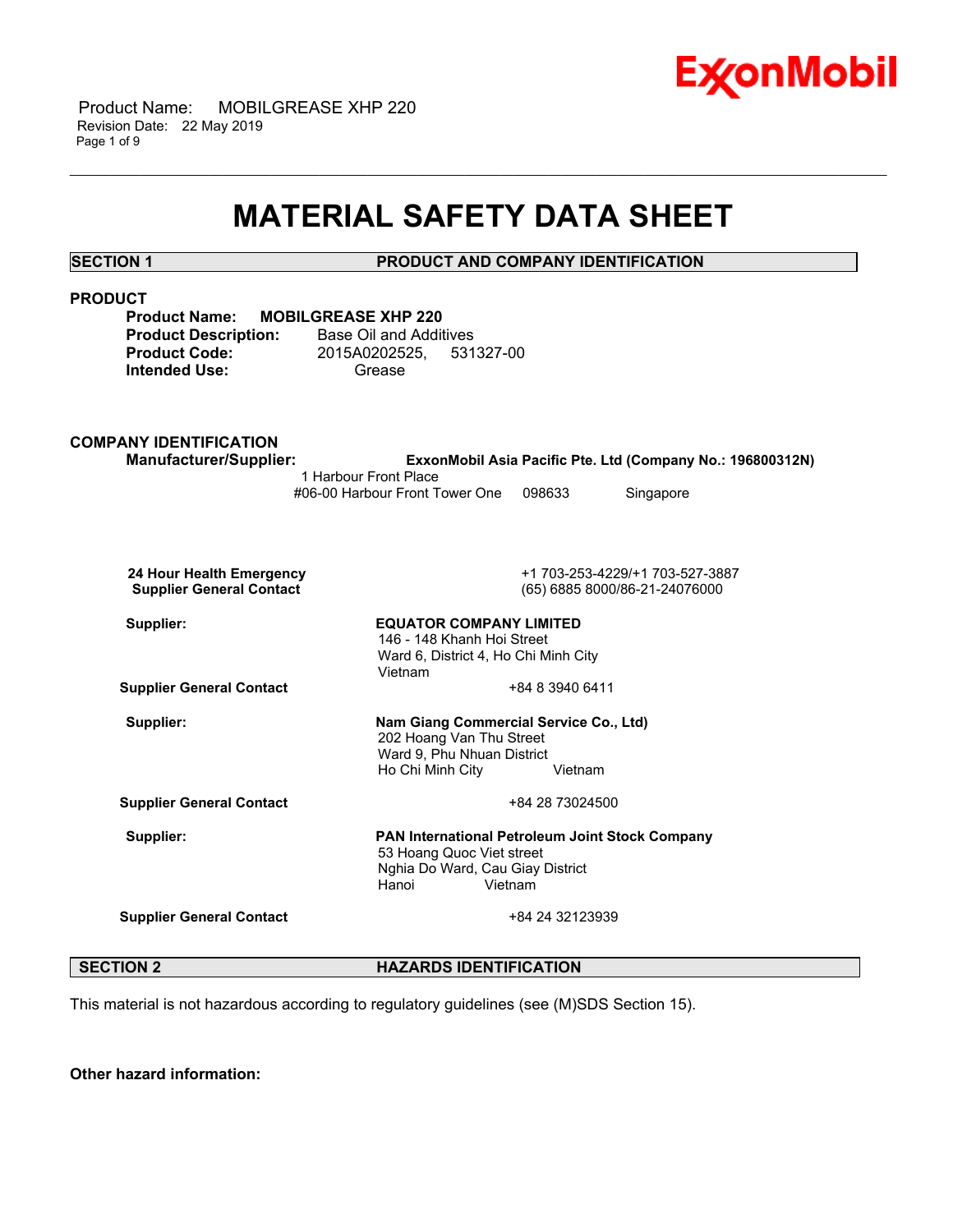# MATERIAL SAFETY DATA SHEET

## SECTION 1 PRODUCT AND COMPANY IDENTIFICATION

### PRODUCT

**Product Name:** **MOBILGREASE XHP 220**
**Product Description:** Base Oil and Additives
**Product Code:** 2015A0202525, 531327-00
**Intended Use:** Grease

### COMPANY IDENTIFICATION

**Manufacturer/Supplier:** **ExxonMobil Asia Pacific Pte. Ltd (Company No.: 196800312N)**
1 Harbour Front Place
#06-00 Harbour Front Tower One 098633 Singapore

**24 Hour Health Emergency** +1 703-253-4229/+1 703-527-3887
**Supplier General Contact** (65) 6885 8000/86-21-24076000

**Supplier:** **EQUATOR COMPANY LIMITED**
146 - 148 Khanh Hoi Street
Ward 6, District 4, Ho Chi Minh City
Vietnam
**Supplier General Contact** +84 8 3940 6411

**Supplier:** **Nam Giang Commercial Service Co., Ltd)**
202 Hoang Van Thu Street
Ward 9, Phu Nhuan District
Ho Chi Minh City Vietnam
**Supplier General Contact** +84 28 73024500

**Supplier:** **PAN International Petroleum Joint Stock Company**
53 Hoang Quoc Viet street
Nghia Do Ward, Cau Giay District
Hanoi Vietnam
**Supplier General Contact** +84 24 32123939

## SECTION 2 HAZARDS IDENTIFICATION

This material is not hazardous according to regulatory guidelines (see (M)SDS Section 15).

**Other hazard information:**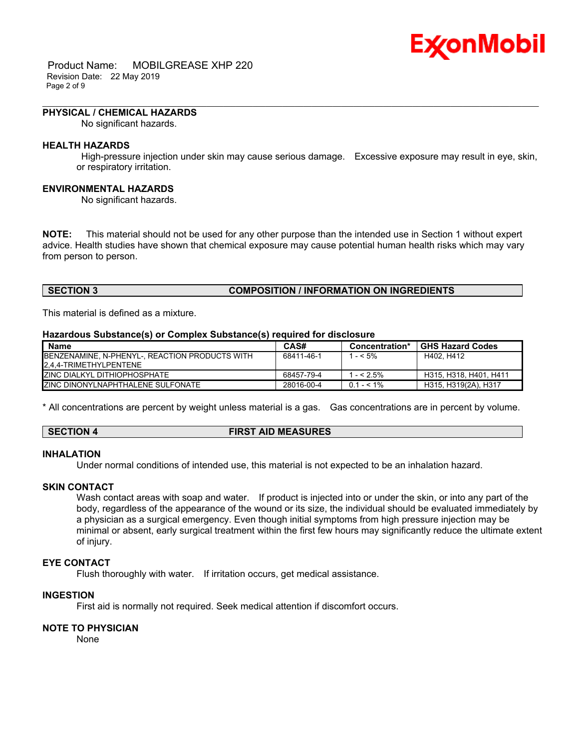### PHYSICAL / CHEMICAL HAZARDS

No significant hazards.

### HEALTH HAZARDS

High-pressure injection under skin may cause serious damage. Excessive exposure may result in eye, skin, or respiratory irritation.

### ENVIRONMENTAL HAZARDS

No significant hazards.

**NOTE:** This material should not be used for any other purpose than the intended use in Section 1 without expert advice. Health studies have shown that chemical exposure may cause potential human health risks which may vary from person to person.

## SECTION 3 COMPOSITION / INFORMATION ON INGREDIENTS

This material is defined as a mixture.

**Hazardous Substance(s) or Complex Substance(s) required for disclosure**

| Name | CAS# | Concentration* | GHS Hazard Codes |
|---|---|---|---|
| BENZENAMINE, N-PHENYL-, REACTION PRODUCTS WITH 2,4,4-TRIMETHYLPENTENE | 68411-46-1 | 1 - < 5% | H402, H412 |
| ZINC DIALKYL DITHIOPHOSPHATE | 68457-79-4 | 1 - < 2.5% | H315, H318, H401, H411 |
| ZINC DINONYLNAPHTHALENE SULFONATE | 28016-00-4 | 0.1 - < 1% | H315, H319(2A), H317 |

* All concentrations are percent by weight unless material is a gas. Gas concentrations are in percent by volume.

## SECTION 4 FIRST AID MEASURES

### INHALATION

Under normal conditions of intended use, this material is not expected to be an inhalation hazard.

### SKIN CONTACT

Wash contact areas with soap and water. If product is injected into or under the skin, or into any part of the body, regardless of the appearance of the wound or its size, the individual should be evaluated immediately by a physician as a surgical emergency. Even though initial symptoms from high pressure injection may be minimal or absent, early surgical treatment within the first few hours may significantly reduce the ultimate extent of injury.

### EYE CONTACT

Flush thoroughly with water. If irritation occurs, get medical assistance.

### INGESTION

First aid is normally not required. Seek medical attention if discomfort occurs.

### NOTE TO PHYSICIAN

None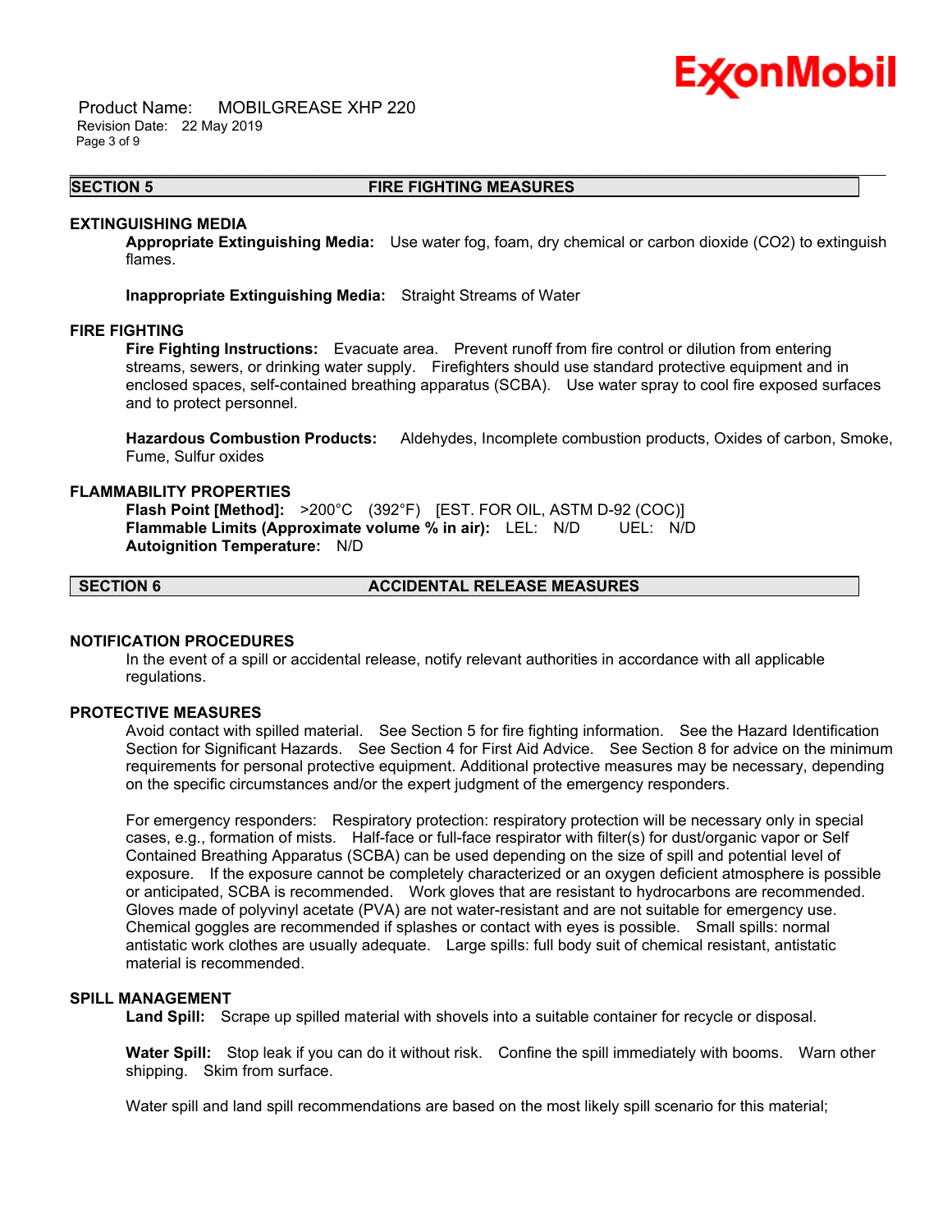## SECTION 5 FIRE FIGHTING MEASURES

### EXTINGUISHING MEDIA

**Appropriate Extinguishing Media:** Use water fog, foam, dry chemical or carbon dioxide ($CO_2$) to extinguish flames.

**Inappropriate Extinguishing Media:** Straight Streams of Water

### FIRE FIGHTING

**Fire Fighting Instructions:** Evacuate area. Prevent runoff from fire control or dilution from entering streams, sewers, or drinking water supply. Firefighters should use standard protective equipment and in enclosed spaces, self-contained breathing apparatus (SCBA). Use water spray to cool fire exposed surfaces and to protect personnel.

**Hazardous Combustion Products:** Aldehydes, Incomplete combustion products, Oxides of carbon, Smoke, Fume, Sulfur oxides

### FLAMMABILITY PROPERTIES

**Flash Point [Method]:** >200°C (392°F) [EST. FOR OIL, ASTM D-92 (COC)]
**Flammable Limits (Approximate volume % in air):** LEL: N/D UEL: N/D
**Autoignition Temperature:** N/D

## SECTION 6 ACCIDENTAL RELEASE MEASURES

### NOTIFICATION PROCEDURES

In the event of a spill or accidental release, notify relevant authorities in accordance with all applicable regulations.

### PROTECTIVE MEASURES

Avoid contact with spilled material. See Section 5 for fire fighting information. See the Hazard Identification Section for Significant Hazards. See Section 4 for First Aid Advice. See Section 8 for advice on the minimum requirements for personal protective equipment. Additional protective measures may be necessary, depending on the specific circumstances and/or the expert judgment of the emergency responders.

For emergency responders: Respiratory protection: respiratory protection will be necessary only in special cases, e.g., formation of mists. Half-face or full-face respirator with filter(s) for dust/organic vapor or Self Contained Breathing Apparatus (SCBA) can be used depending on the size of spill and potential level of exposure. If the exposure cannot be completely characterized or an oxygen deficient atmosphere is possible or anticipated, SCBA is recommended. Work gloves that are resistant to hydrocarbons are recommended. Gloves made of polyvinyl acetate (PVA) are not water-resistant and are not suitable for emergency use. Chemical goggles are recommended if splashes or contact with eyes is possible. Small spills: normal antistatic work clothes are usually adequate. Large spills: full body suit of chemical resistant, antistatic material is recommended.

### SPILL MANAGEMENT

**Land Spill:** Scrape up spilled material with shovels into a suitable container for recycle or disposal.

**Water Spill:** Stop leak if you can do it without risk. Confine the spill immediately with booms. Warn other shipping. Skim from surface.

Water spill and land spill recommendations are based on the most likely spill scenario for this material;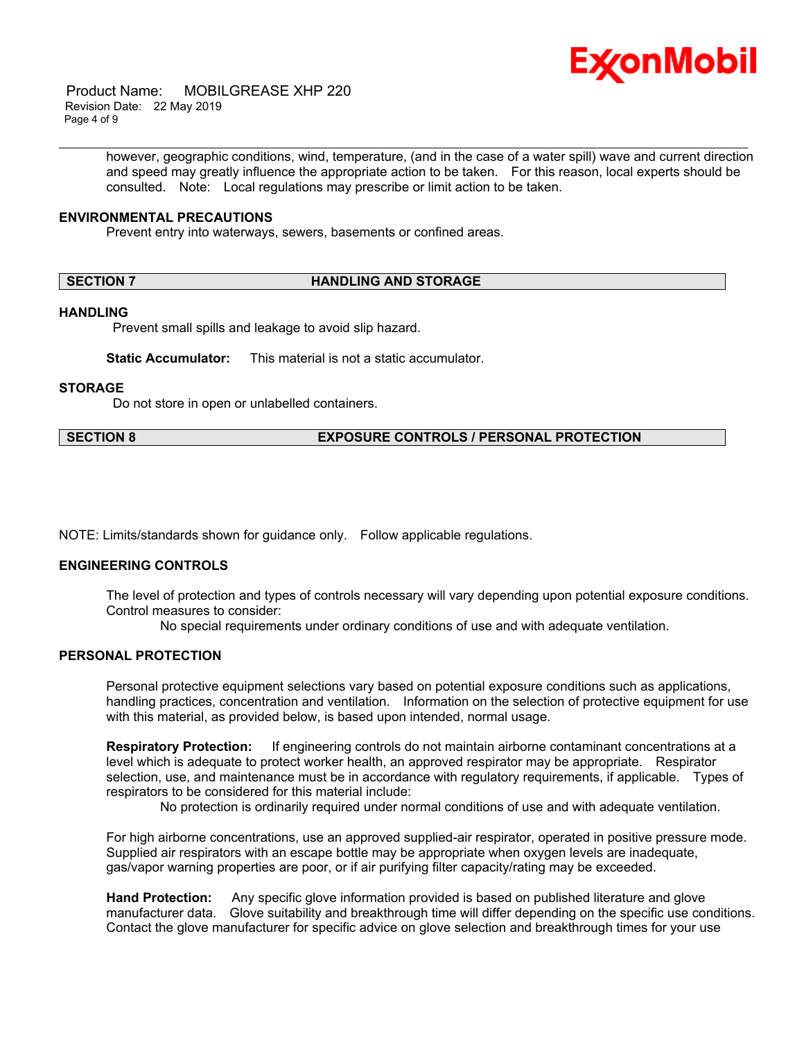however, geographic conditions, wind, temperature, (and in the case of a water spill) wave and current direction and speed may greatly influence the appropriate action to be taken. For this reason, local experts should be consulted. Note: Local regulations may prescribe or limit action to be taken.

**ENVIRONMENTAL PRECAUTIONS**

Prevent entry into waterways, sewers, basements or confined areas.

## SECTION 7 HANDLING AND STORAGE

**HANDLING**

Prevent small spills and leakage to avoid slip hazard.

**Static Accumulator:** This material is not a static accumulator.

**STORAGE**

Do not store in open or unlabelled containers.

## SECTION 8 EXPOSURE CONTROLS / PERSONAL PROTECTION

NOTE: Limits/standards shown for guidance only. Follow applicable regulations.

**ENGINEERING CONTROLS**

The level of protection and types of controls necessary will vary depending upon potential exposure conditions. Control measures to consider:

No special requirements under ordinary conditions of use and with adequate ventilation.

**PERSONAL PROTECTION**

Personal protective equipment selections vary based on potential exposure conditions such as applications, handling practices, concentration and ventilation. Information on the selection of protective equipment for use with this material, as provided below, is based upon intended, normal usage.

**Respiratory Protection:** If engineering controls do not maintain airborne contaminant concentrations at a level which is adequate to protect worker health, an approved respirator may be appropriate. Respirator selection, use, and maintenance must be in accordance with regulatory requirements, if applicable. Types of respirators to be considered for this material include:

No protection is ordinarily required under normal conditions of use and with adequate ventilation.

For high airborne concentrations, use an approved supplied-air respirator, operated in positive pressure mode. Supplied air respirators with an escape bottle may be appropriate when oxygen levels are inadequate, gas/vapor warning properties are poor, or if air purifying filter capacity/rating may be exceeded.

**Hand Protection:** Any specific glove information provided is based on published literature and glove manufacturer data. Glove suitability and breakthrough time will differ depending on the specific use conditions. Contact the glove manufacturer for specific advice on glove selection and breakthrough times for your use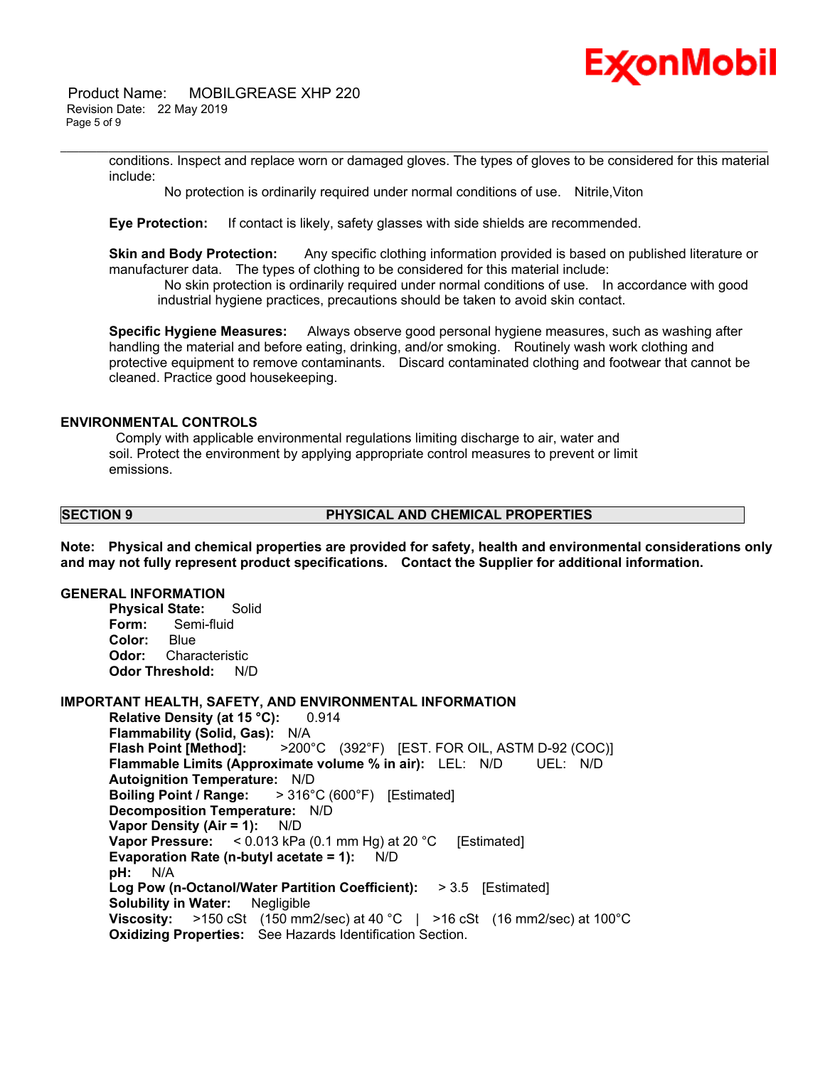conditions. Inspect and replace worn or damaged gloves. The types of gloves to be considered for this material include:

No protection is ordinarily required under normal conditions of use. Nitrile,Viton

**Eye Protection:** If contact is likely, safety glasses with side shields are recommended.

**Skin and Body Protection:** Any specific clothing information provided is based on published literature or manufacturer data. The types of clothing to be considered for this material include:

No skin protection is ordinarily required under normal conditions of use. In accordance with good industrial hygiene practices, precautions should be taken to avoid skin contact.

**Specific Hygiene Measures:** Always observe good personal hygiene measures, such as washing after handling the material and before eating, drinking, and/or smoking. Routinely wash work clothing and protective equipment to remove contaminants. Discard contaminated clothing and footwear that cannot be cleaned. Practice good housekeeping.

### ENVIRONMENTAL CONTROLS

Comply with applicable environmental regulations limiting discharge to air, water and soil. Protect the environment by applying appropriate control measures to prevent or limit emissions.

## SECTION 9 PHYSICAL AND CHEMICAL PROPERTIES

**Note: Physical and chemical properties are provided for safety, health and environmental considerations only and may not fully represent product specifications. Contact the Supplier for additional information.**

### GENERAL INFORMATION

**Physical State:** Solid
**Form:** Semi-fluid
**Color:** Blue
**Odor:** Characteristic
**Odor Threshold:** N/D

### IMPORTANT HEALTH, SAFETY, AND ENVIRONMENTAL INFORMATION

**Relative Density (at 15 °C):** 0.914
**Flammability (Solid, Gas):** N/A
**Flash Point [Method]:** >200°C (392°F) [EST. FOR OIL, ASTM D-92 (COC)]
**Flammable Limits (Approximate volume % in air):** LEL: N/D UEL: N/D
**Autoignition Temperature:** N/D
**Boiling Point / Range:** > 316°C (600°F) [Estimated]
**Decomposition Temperature:** N/D
**Vapor Density (Air = 1):** N/D
**Vapor Pressure:** < 0.013 kPa (0.1 mm Hg) at 20 °C [Estimated]
**Evaporation Rate (n-butyl acetate = 1):** N/D
**pH:** N/A
**Log Pow (n-Octanol/Water Partition Coefficient):** > 3.5 [Estimated]
**Solubility in Water:** Negligible
**Viscosity:** >150 cSt (150 mm2/sec) at 40 °C | >16 cSt (16 mm2/sec) at 100°C
**Oxidizing Properties:** See Hazards Identification Section.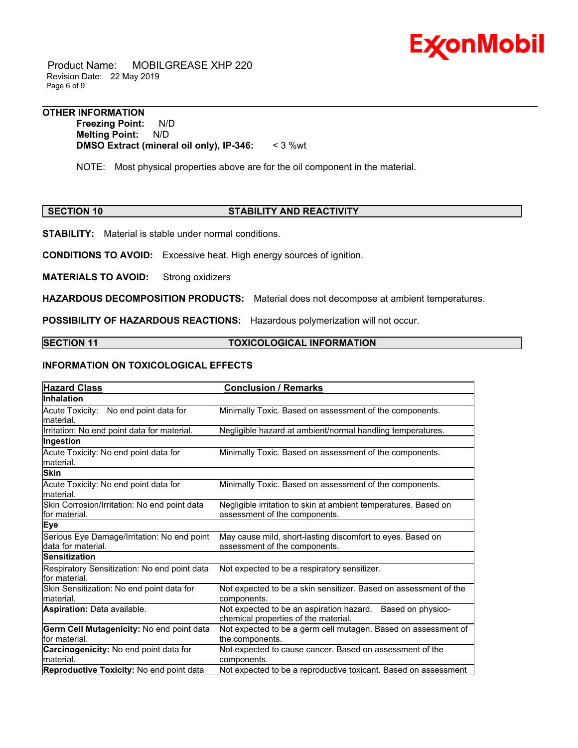**OTHER INFORMATION**

**Freezing Point:** N/D
**Melting Point:** N/D
**DMSO Extract (mineral oil only), IP-346:** < 3 %wt

NOTE: Most physical properties above are for the oil component in the material.

## SECTION 10 STABILITY AND REACTIVITY

**STABILITY:** Material is stable under normal conditions.

**CONDITIONS TO AVOID:** Excessive heat. High energy sources of ignition.

**MATERIALS TO AVOID:** Strong oxidizers

**HAZARDOUS DECOMPOSITION PRODUCTS:** Material does not decompose at ambient temperatures.

**POSSIBILITY OF HAZARDOUS REACTIONS:** Hazardous polymerization will not occur.

## SECTION 11 TOXICOLOGICAL INFORMATION

### INFORMATION ON TOXICOLOGICAL EFFECTS

| Hazard Class | Conclusion / Remarks |
|---|---|
| **Inhalation** | |
| Acute Toxicity: No end point data for material. | Minimally Toxic. Based on assessment of the components. |
| Irritation: No end point data for material. | Negligible hazard at ambient/normal handling temperatures. |
| **Ingestion** | |
| Acute Toxicity: No end point data for material. | Minimally Toxic. Based on assessment of the components. |
| **Skin** | |
| Acute Toxicity: No end point data for material. | Minimally Toxic. Based on assessment of the components. |
| Skin Corrosion/Irritation: No end point data for material. | Negligible irritation to skin at ambient temperatures. Based on assessment of the components. |
| **Eye** | |
| Serious Eye Damage/Irritation: No end point data for material. | May cause mild, short-lasting discomfort to eyes. Based on assessment of the components. |
| **Sensitization** | |
| Respiratory Sensitization: No end point data for material. | Not expected to be a respiratory sensitizer. |
| Skin Sensitization: No end point data for material. | Not expected to be a skin sensitizer. Based on assessment of the components. |
| **Aspiration:** Data available. | Not expected to be an aspiration hazard. Based on physico-chemical properties of the material. |
| **Germ Cell Mutagenicity:** No end point data for material. | Not expected to be a germ cell mutagen. Based on assessment of the components. |
| **Carcinogenicity:** No end point data for material. | Not expected to cause cancer. Based on assessment of the components. |
| **Reproductive Toxicity:** No end point data | Not expected to be a reproductive toxicant. Based on assessment |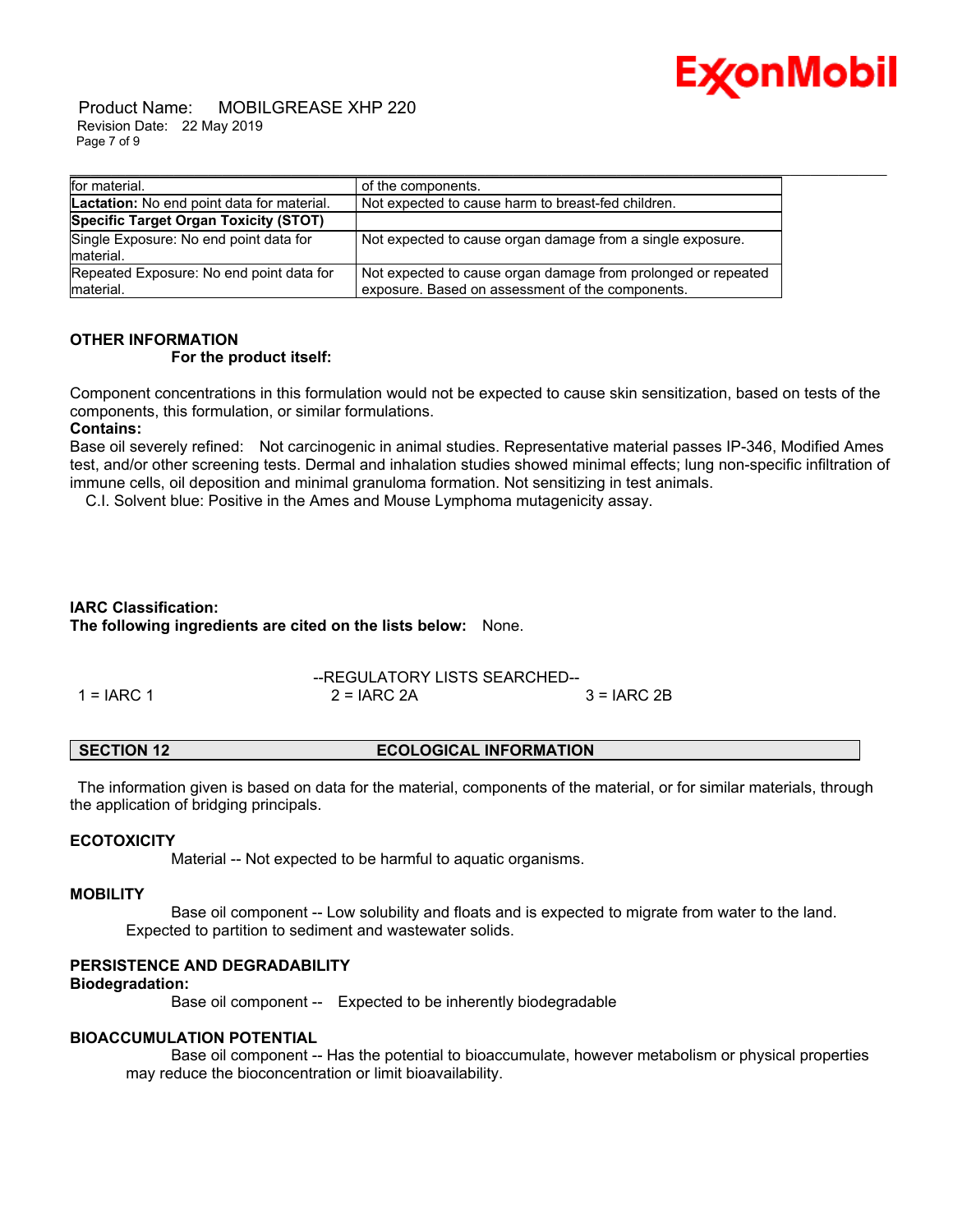| | |
|---|---|
| for material. | of the components. |
| **Lactation:** No end point data for material. | Not expected to cause harm to breast-fed children. |
| **Specific Target Organ Toxicity (STOT)** | |
| Single Exposure: No end point data for material. | Not expected to cause organ damage from a single exposure. |
| Repeated Exposure: No end point data for material. | Not expected to cause organ damage from prolonged or repeated exposure. Based on assessment of the components. |

**OTHER INFORMATION**

**For the product itself:**

Component concentrations in this formulation would not be expected to cause skin sensitization, based on tests of the components, this formulation, or similar formulations.

**Contains:**

Base oil severely refined: Not carcinogenic in animal studies. Representative material passes IP-346, Modified Ames test, and/or other screening tests. Dermal and inhalation studies showed minimal effects; lung non-specific infiltration of immune cells, oil deposition and minimal granuloma formation. Not sensitizing in test animals.

C.I. Solvent blue: Positive in the Ames and Mouse Lymphoma mutagenicity assay.

**IARC Classification:**

**The following ingredients are cited on the lists below:** None.

--REGULATORY LISTS SEARCHED--

| | | |
|---|---|---|
| 1 = IARC 1 | 2 = IARC 2A | 3 = IARC 2B |

## SECTION 12 ECOLOGICAL INFORMATION

The information given is based on data for the material, components of the material, or for similar materials, through the application of bridging principals.

**ECOTOXICITY**

Material -- Not expected to be harmful to aquatic organisms.

**MOBILITY**

Base oil component -- Low solubility and floats and is expected to migrate from water to the land. Expected to partition to sediment and wastewater solids.

**PERSISTENCE AND DEGRADABILITY**

**Biodegradation:**

Base oil component -- Expected to be inherently biodegradable

**BIOACCUMULATION POTENTIAL**

Base oil component -- Has the potential to bioaccumulate, however metabolism or physical properties may reduce the bioconcentration or limit bioavailability.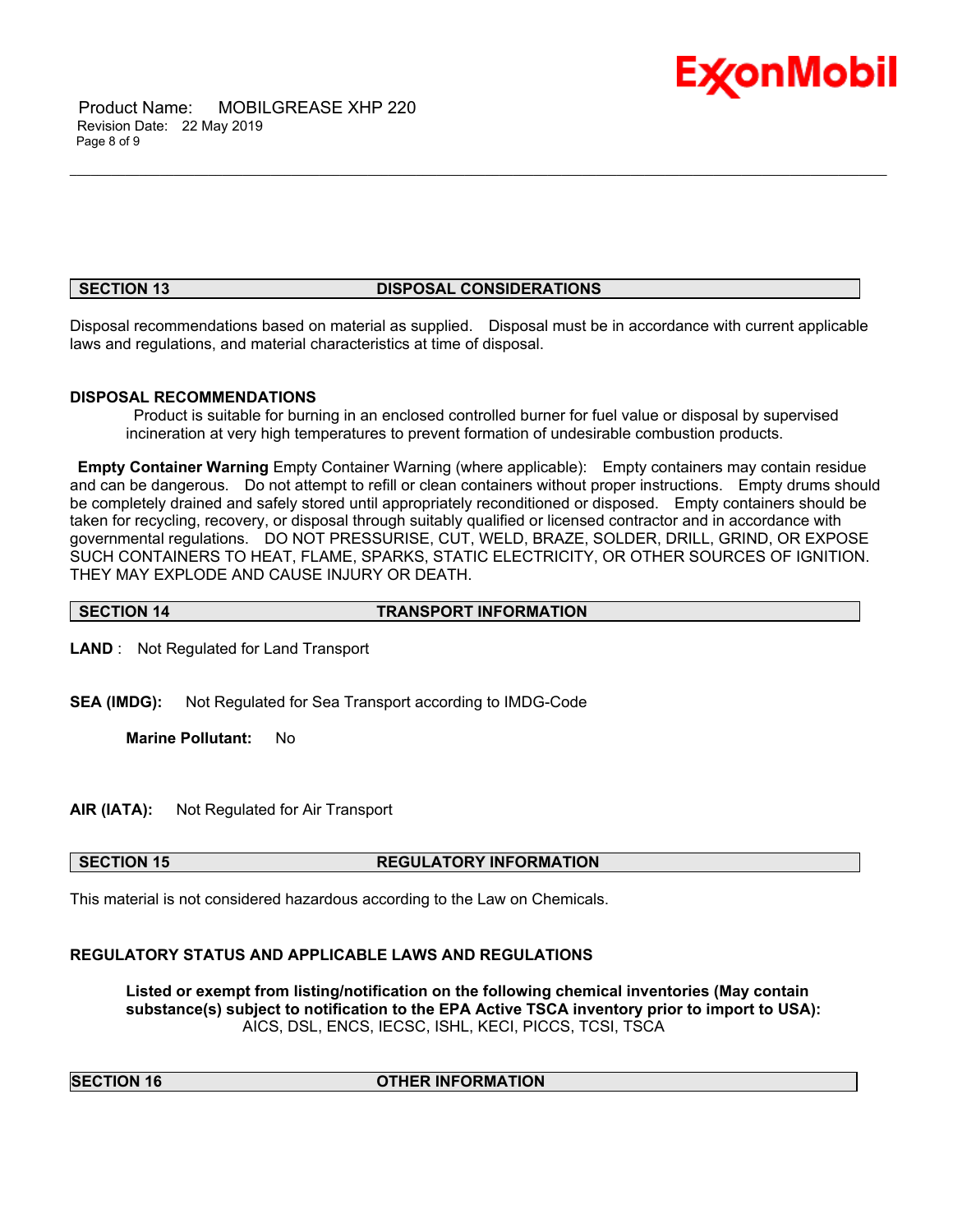## SECTION 13 DISPOSAL CONSIDERATIONS

Disposal recommendations based on material as supplied. Disposal must be in accordance with current applicable laws and regulations, and material characteristics at time of disposal.

### DISPOSAL RECOMMENDATIONS

Product is suitable for burning in an enclosed controlled burner for fuel value or disposal by supervised incineration at very high temperatures to prevent formation of undesirable combustion products.

**Empty Container Warning** Empty Container Warning (where applicable): Empty containers may contain residue and can be dangerous. Do not attempt to refill or clean containers without proper instructions. Empty drums should be completely drained and safely stored until appropriately reconditioned or disposed. Empty containers should be taken for recycling, recovery, or disposal through suitably qualified or licensed contractor and in accordance with governmental regulations. DO NOT PRESSURISE, CUT, WELD, BRAZE, SOLDER, DRILL, GRIND, OR EXPOSE SUCH CONTAINERS TO HEAT, FLAME, SPARKS, STATIC ELECTRICITY, OR OTHER SOURCES OF IGNITION. THEY MAY EXPLODE AND CAUSE INJURY OR DEATH.

## SECTION 14 TRANSPORT INFORMATION

**LAND** : Not Regulated for Land Transport

**SEA (IMDG):** Not Regulated for Sea Transport according to IMDG-Code

**Marine Pollutant:** No

**AIR (IATA):** Not Regulated for Air Transport

## SECTION 15 REGULATORY INFORMATION

This material is not considered hazardous according to the Law on Chemicals.

### REGULATORY STATUS AND APPLICABLE LAWS AND REGULATIONS

**Listed or exempt from listing/notification on the following chemical inventories (May contain substance(s) subject to notification to the EPA Active TSCA inventory prior to import to USA):**
AICS, DSL, ENCS, IECSC, ISHL, KECI, PICCS, TCSI, TSCA

## SECTION 16 OTHER INFORMATION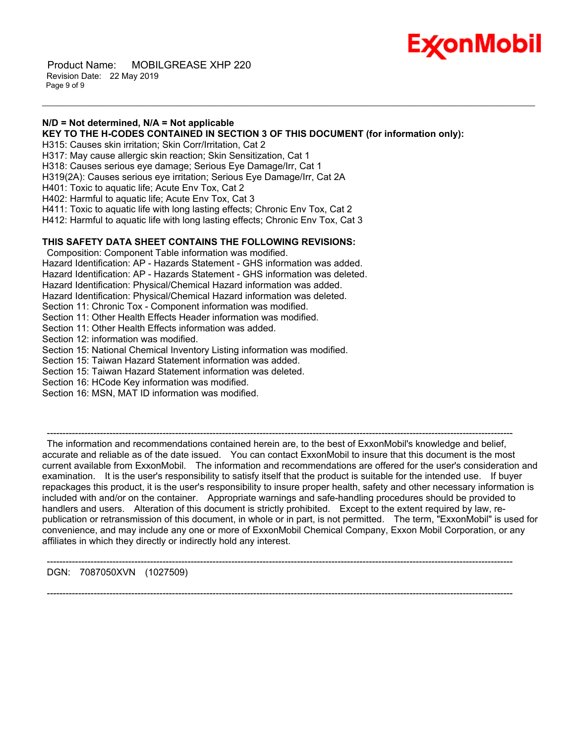**N/D = Not determined, N/A = Not applicable**

**KEY TO THE H-CODES CONTAINED IN SECTION 3 OF THIS DOCUMENT (for information only):**

H315: Causes skin irritation; Skin Corr/Irritation, Cat 2
H317: May cause allergic skin reaction; Skin Sensitization, Cat 1
H318: Causes serious eye damage; Serious Eye Damage/Irr, Cat 1
H319(2A): Causes serious eye irritation; Serious Eye Damage/Irr, Cat 2A
H401: Toxic to aquatic life; Acute Env Tox, Cat 2
H402: Harmful to aquatic life; Acute Env Tox, Cat 3
H411: Toxic to aquatic life with long lasting effects; Chronic Env Tox, Cat 2
H412: Harmful to aquatic life with long lasting effects; Chronic Env Tox, Cat 3

**THIS SAFETY DATA SHEET CONTAINS THE FOLLOWING REVISIONS:**

Composition: Component Table information was modified.
Hazard Identification: AP - Hazards Statement - GHS information was added.
Hazard Identification: AP - Hazards Statement - GHS information was deleted.
Hazard Identification: Physical/Chemical Hazard information was added.
Hazard Identification: Physical/Chemical Hazard information was deleted.
Section 11: Chronic Tox - Component information was modified.
Section 11: Other Health Effects Header information was modified.
Section 11: Other Health Effects information was added.
Section 12: information was modified.
Section 15: National Chemical Inventory Listing information was modified.
Section 15: Taiwan Hazard Statement information was added.
Section 15: Taiwan Hazard Statement information was deleted.
Section 16: HCode Key information was modified.
Section 16: MSN, MAT ID information was modified.

---

The information and recommendations contained herein are, to the best of ExxonMobil's knowledge and belief, accurate and reliable as of the date issued. You can contact ExxonMobil to insure that this document is the most current available from ExxonMobil. The information and recommendations are offered for the user's consideration and examination. It is the user's responsibility to satisfy itself that the product is suitable for the intended use. If buyer repackages this product, it is the user's responsibility to insure proper health, safety and other necessary information is included with and/or on the container. Appropriate warnings and safe-handling procedures should be provided to handlers and users. Alteration of this document is strictly prohibited. Except to the extent required by law, re-publication or retransmission of this document, in whole or in part, is not permitted. The term, "ExxonMobil" is used for convenience, and may include any one or more of ExxonMobil Chemical Company, Exxon Mobil Corporation, or any affiliates in which they directly or indirectly hold any interest.

---

DGN: 7087050XVN (1027509)

---